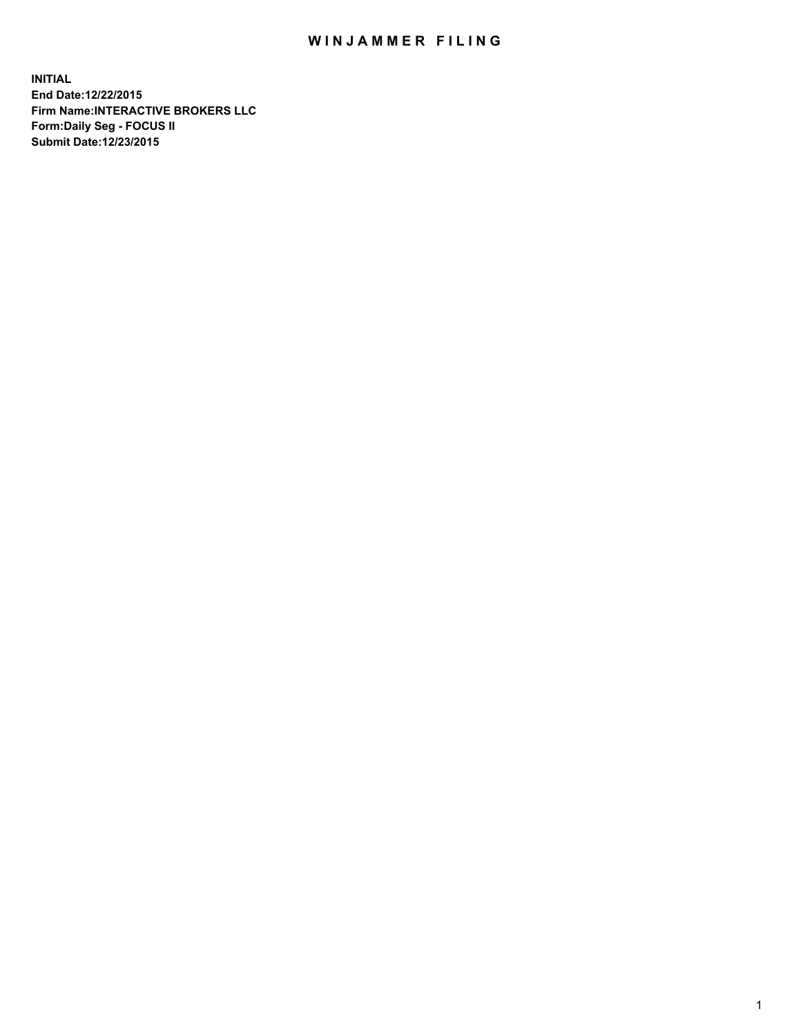# WINJAMMER FILING

**INITIAL**
**End Date:12/22/2015**
**Firm Name:INTERACTIVE BROKERS LLC**
**Form:Daily Seg - FOCUS II**
**Submit Date:12/23/2015**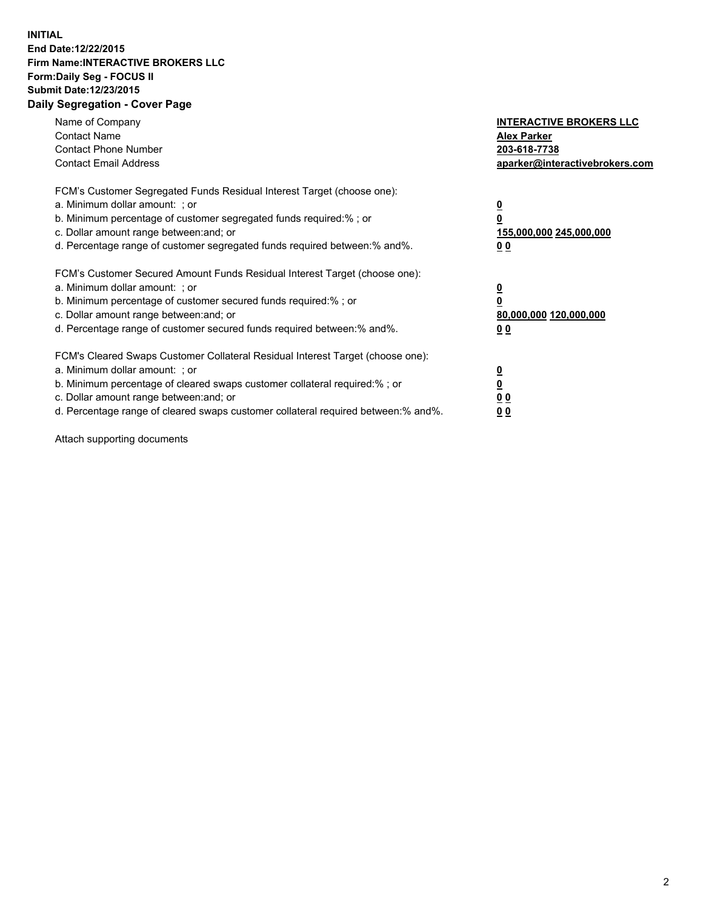**INITIAL**
**End Date:12/22/2015**
**Firm Name:INTERACTIVE BROKERS LLC**
**Form:Daily Seg - FOCUS II**
**Submit Date:12/23/2015**
**Daily Segregation - Cover Page**

| | |
|---|---|
| Name of Company | **INTERACTIVE BROKERS LLC** |
| Contact Name | **Alex Parker** |
| Contact Phone Number | **203-618-7738** |
| Contact Email Address | **aparker@interactivebrokers.com** |

FCM's Customer Segregated Funds Residual Interest Target (choose one):

| | |
|---|---|
| a. Minimum dollar amount: ; or | **0** |
| b. Minimum percentage of customer segregated funds required:% ; or | **0** |
| c. Dollar amount range between:and; or | **155,000,000 245,000,000** |
| d. Percentage range of customer segregated funds required between:% and%. | **0 0** |

FCM's Customer Secured Amount Funds Residual Interest Target (choose one):

| | |
|---|---|
| a. Minimum dollar amount: ; or | **0** |
| b. Minimum percentage of customer secured funds required:% ; or | **0** |
| c. Dollar amount range between:and; or | **80,000,000 120,000,000** |
| d. Percentage range of customer secured funds required between:% and%. | **0 0** |

FCM's Cleared Swaps Customer Collateral Residual Interest Target (choose one):

| | |
|---|---|
| a. Minimum dollar amount: ; or | **0** |
| b. Minimum percentage of cleared swaps customer collateral required:% ; or | **0** |
| c. Dollar amount range between:and; or | **0 0** |
| d. Percentage range of cleared swaps customer collateral required between:% and%. | **0 0** |

Attach supporting documents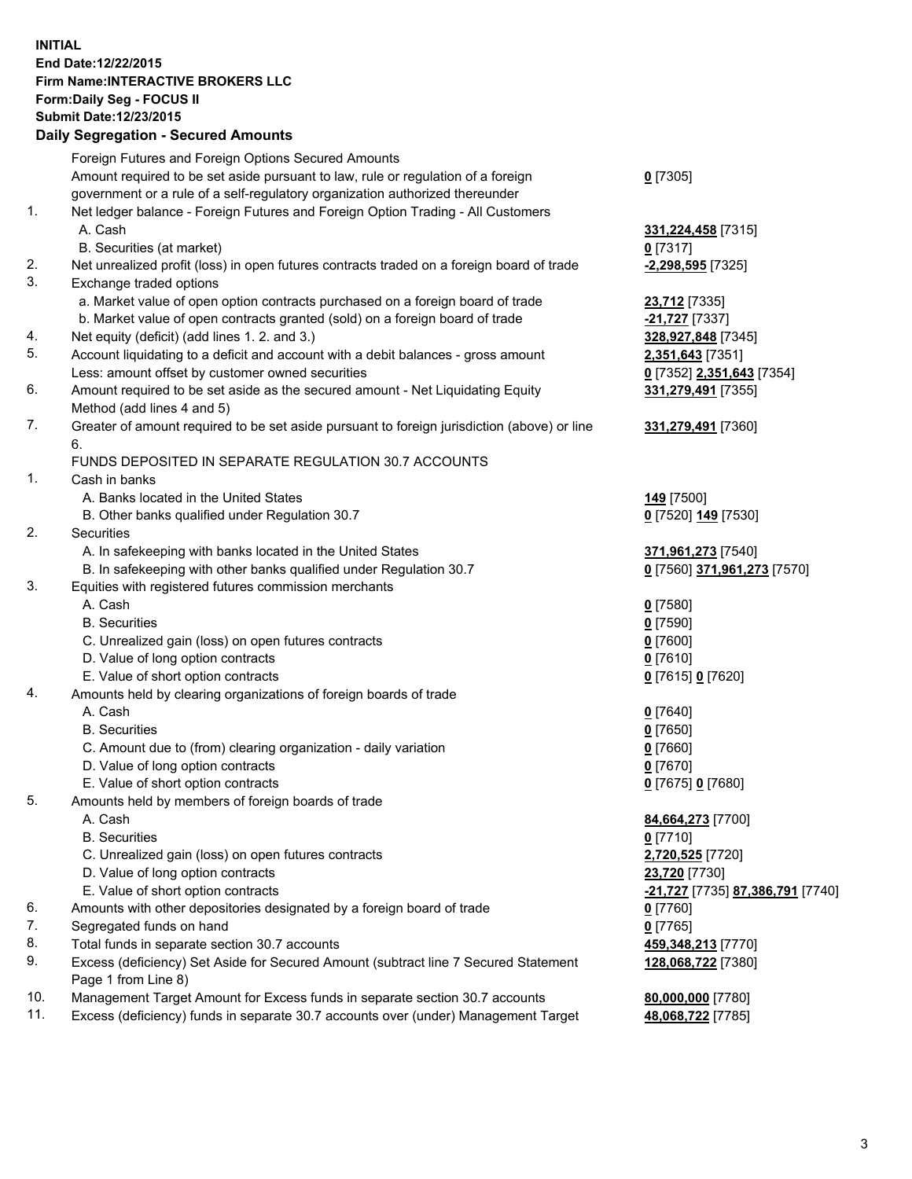**INITIAL**
**End Date:12/22/2015**
**Firm Name:INTERACTIVE BROKERS LLC**
**Form:Daily Seg - FOCUS II**
**Submit Date:12/23/2015**

## Daily Segregation - Secured Amounts

| | | |
|---|---|---|
| | Foreign Futures and Foreign Options Secured Amounts | |
| | Amount required to be set aside pursuant to law, rule or regulation of a foreign government or a rule of a self-regulatory organization authorized thereunder | **0** [7305] |
| 1. | Net ledger balance - Foreign Futures and Foreign Option Trading - All Customers | |
| | A. Cash | **331,224,458** [7315] |
| | B. Securities (at market) | **0** [7317] |
| 2. | Net unrealized profit (loss) in open futures contracts traded on a foreign board of trade | **-2,298,595** [7325] |
| 3. | Exchange traded options | |
| | a. Market value of open option contracts purchased on a foreign board of trade | **23,712** [7335] |
| | b. Market value of open contracts granted (sold) on a foreign board of trade | **-21,727** [7337] |
| 4. | Net equity (deficit) (add lines 1. 2. and 3.) | **328,927,848** [7345] |
| 5. | Account liquidating to a deficit and account with a debit balances - gross amount | **2,351,643** [7351] |
| | Less: amount offset by customer owned securities | **0** [7352] **2,351,643** [7354] |
| 6. | Amount required to be set aside as the secured amount - Net Liquidating Equity Method (add lines 4 and 5) | **331,279,491** [7355] |
| 7. | Greater of amount required to be set aside pursuant to foreign jurisdiction (above) or line 6. | **331,279,491** [7360] |
| | FUNDS DEPOSITED IN SEPARATE REGULATION 30.7 ACCOUNTS | |
| 1. | Cash in banks | |
| | A. Banks located in the United States | **149** [7500] |
| | B. Other banks qualified under Regulation 30.7 | **0** [7520] **149** [7530] |
| 2. | Securities | |
| | A. In safekeeping with banks located in the United States | **371,961,273** [7540] |
| | B. In safekeeping with other banks qualified under Regulation 30.7 | **0** [7560] **371,961,273** [7570] |
| 3. | Equities with registered futures commission merchants | |
| | A. Cash | **0** [7580] |
| | B. Securities | **0** [7590] |
| | C. Unrealized gain (loss) on open futures contracts | **0** [7600] |
| | D. Value of long option contracts | **0** [7610] |
| | E. Value of short option contracts | **0** [7615] **0** [7620] |
| 4. | Amounts held by clearing organizations of foreign boards of trade | |
| | A. Cash | **0** [7640] |
| | B. Securities | **0** [7650] |
| | C. Amount due to (from) clearing organization - daily variation | **0** [7660] |
| | D. Value of long option contracts | **0** [7670] |
| | E. Value of short option contracts | **0** [7675] **0** [7680] |
| 5. | Amounts held by members of foreign boards of trade | |
| | A. Cash | **84,664,273** [7700] |
| | B. Securities | **0** [7710] |
| | C. Unrealized gain (loss) on open futures contracts | **2,720,525** [7720] |
| | D. Value of long option contracts | **23,720** [7730] |
| | E. Value of short option contracts | **-21,727** [7735] **87,386,791** [7740] |
| 6. | Amounts with other depositories designated by a foreign board of trade | **0** [7760] |
| 7. | Segregated funds on hand | **0** [7765] |
| 8. | Total funds in separate section 30.7 accounts | **459,348,213** [7770] |
| 9. | Excess (deficiency) Set Aside for Secured Amount (subtract line 7 Secured Statement Page 1 from Line 8) | **128,068,722** [7380] |
| 10. | Management Target Amount for Excess funds in separate section 30.7 accounts | **80,000,000** [7780] |
| 11. | Excess (deficiency) funds in separate 30.7 accounts over (under) Management Target | **48,068,722** [7785] |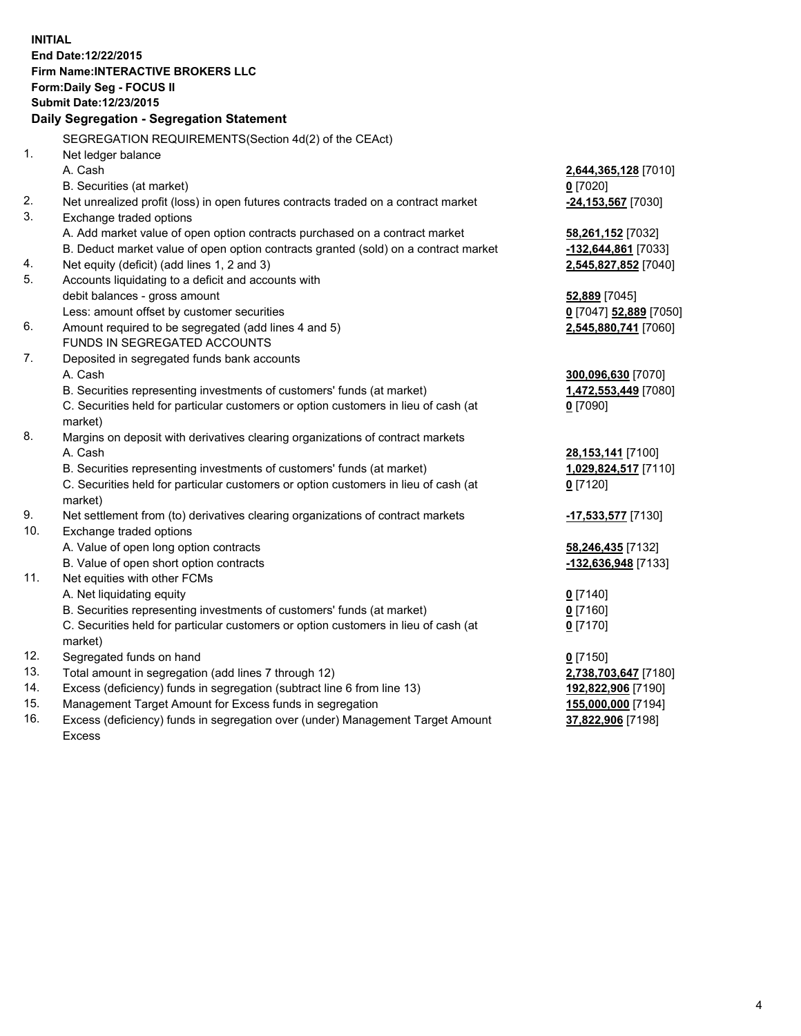**INITIAL**
**End Date:12/22/2015**
**Firm Name:INTERACTIVE BROKERS LLC**
**Form:Daily Seg - FOCUS II**
**Submit Date:12/23/2015**

## Daily Segregation - Segregation Statement

SEGREGATION REQUIREMENTS(Section 4d(2) of the CEAct)

| | | |
|---|---|---|
| 1. | Net ledger balance | |
| | A. Cash | **2,644,365,128** [7010] |
| | B. Securities (at market) | **0** [7020] |
| 2. | Net unrealized profit (loss) in open futures contracts traded on a contract market | **-24,153,567** [7030] |
| 3. | Exchange traded options | |
| | A. Add market value of open option contracts purchased on a contract market | **58,261,152** [7032] |
| | B. Deduct market value of open option contracts granted (sold) on a contract market | **-132,644,861** [7033] |
| 4. | Net equity (deficit) (add lines 1, 2 and 3) | **2,545,827,852** [7040] |
| 5. | Accounts liquidating to a deficit and accounts with debit balances - gross amount | **52,889** [7045] |
| | Less: amount offset by customer securities | **0** [7047] **52,889** [7050] |
| 6. | Amount required to be segregated (add lines 4 and 5) | **2,545,880,741** [7060] |
| | FUNDS IN SEGREGATED ACCOUNTS | |
| 7. | Deposited in segregated funds bank accounts | |
| | A. Cash | **300,096,630** [7070] |
| | B. Securities representing investments of customers' funds (at market) | **1,472,553,449** [7080] |
| | C. Securities held for particular customers or option customers in lieu of cash (at market) | **0** [7090] |
| 8. | Margins on deposit with derivatives clearing organizations of contract markets | |
| | A. Cash | **28,153,141** [7100] |
| | B. Securities representing investments of customers' funds (at market) | **1,029,824,517** [7110] |
| | C. Securities held for particular customers or option customers in lieu of cash (at market) | **0** [7120] |
| 9. | Net settlement from (to) derivatives clearing organizations of contract markets | **-17,533,577** [7130] |
| 10. | Exchange traded options | |
| | A. Value of open long option contracts | **58,246,435** [7132] |
| | B. Value of open short option contracts | **-132,636,948** [7133] |
| 11. | Net equities with other FCMs | |
| | A. Net liquidating equity | **0** [7140] |
| | B. Securities representing investments of customers' funds (at market) | **0** [7160] |
| | C. Securities held for particular customers or option customers in lieu of cash (at market) | **0** [7170] |
| 12. | Segregated funds on hand | **0** [7150] |
| 13. | Total amount in segregation (add lines 7 through 12) | **2,738,703,647** [7180] |
| 14. | Excess (deficiency) funds in segregation (subtract line 6 from line 13) | **192,822,906** [7190] |
| 15. | Management Target Amount for Excess funds in segregation | **155,000,000** [7194] |
| 16. | Excess (deficiency) funds in segregation over (under) Management Target Amount Excess | **37,822,906** [7198] |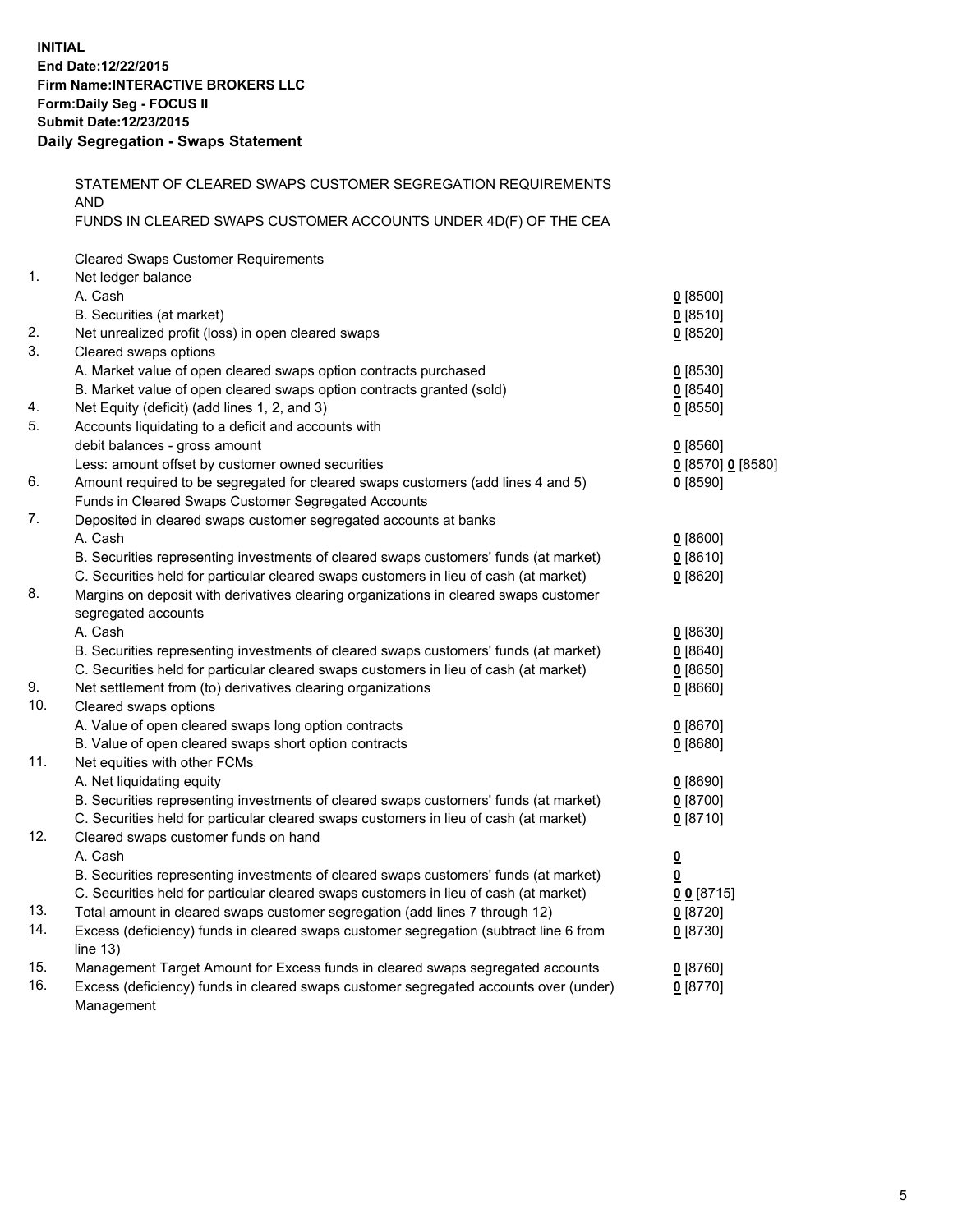**INITIAL**
**End Date:12/22/2015**
**Firm Name:INTERACTIVE BROKERS LLC**
**Form:Daily Seg - FOCUS II**
**Submit Date:12/23/2015**
**Daily Segregation - Swaps Statement**

STATEMENT OF CLEARED SWAPS CUSTOMER SEGREGATION REQUIREMENTS AND FUNDS IN CLEARED SWAPS CUSTOMER ACCOUNTS UNDER 4D(F) OF THE CEA

| | | |
|---|---|---|
| | Cleared Swaps Customer Requirements | |
| 1. | Net ledger balance | |
| | A. Cash | 0 [8500] |
| | B. Securities (at market) | 0 [8510] |
| 2. | Net unrealized profit (loss) in open cleared swaps | 0 [8520] |
| 3. | Cleared swaps options | |
| | A. Market value of open cleared swaps option contracts purchased | 0 [8530] |
| | B. Market value of open cleared swaps option contracts granted (sold) | 0 [8540] |
| 4. | Net Equity (deficit) (add lines 1, 2, and 3) | 0 [8550] |
| 5. | Accounts liquidating to a deficit and accounts with debit balances - gross amount | 0 [8560] |
| | Less: amount offset by customer owned securities | 0 [8570] 0 [8580] |
| 6. | Amount required to be segregated for cleared swaps customers (add lines 4 and 5) | 0 [8590] |
| | Funds in Cleared Swaps Customer Segregated Accounts | |
| 7. | Deposited in cleared swaps customer segregated accounts at banks | |
| | A. Cash | 0 [8600] |
| | B. Securities representing investments of cleared swaps customers' funds (at market) | 0 [8610] |
| | C. Securities held for particular cleared swaps customers in lieu of cash (at market) | 0 [8620] |
| 8. | Margins on deposit with derivatives clearing organizations in cleared swaps customer segregated accounts | |
| | A. Cash | 0 [8630] |
| | B. Securities representing investments of cleared swaps customers' funds (at market) | 0 [8640] |
| | C. Securities held for particular cleared swaps customers in lieu of cash (at market) | 0 [8650] |
| 9. | Net settlement from (to) derivatives clearing organizations | 0 [8660] |
| 10. | Cleared swaps options | |
| | A. Value of open cleared swaps long option contracts | 0 [8670] |
| | B. Value of open cleared swaps short option contracts | 0 [8680] |
| 11. | Net equities with other FCMs | |
| | A. Net liquidating equity | 0 [8690] |
| | B. Securities representing investments of cleared swaps customers' funds (at market) | 0 [8700] |
| | C. Securities held for particular cleared swaps customers in lieu of cash (at market) | 0 [8710] |
| 12. | Cleared swaps customer funds on hand | |
| | A. Cash | 0 |
| | B. Securities representing investments of cleared swaps customers' funds (at market) | 0 |
| | C. Securities held for particular cleared swaps customers in lieu of cash (at market) | 0 0 [8715] |
| 13. | Total amount in cleared swaps customer segregation (add lines 7 through 12) | 0 [8720] |
| 14. | Excess (deficiency) funds in cleared swaps customer segregation (subtract line 6 from line 13) | 0 [8730] |
| 15. | Management Target Amount for Excess funds in cleared swaps segregated accounts | 0 [8760] |
| 16. | Excess (deficiency) funds in cleared swaps customer segregated accounts over (under) Management | 0 [8770] |